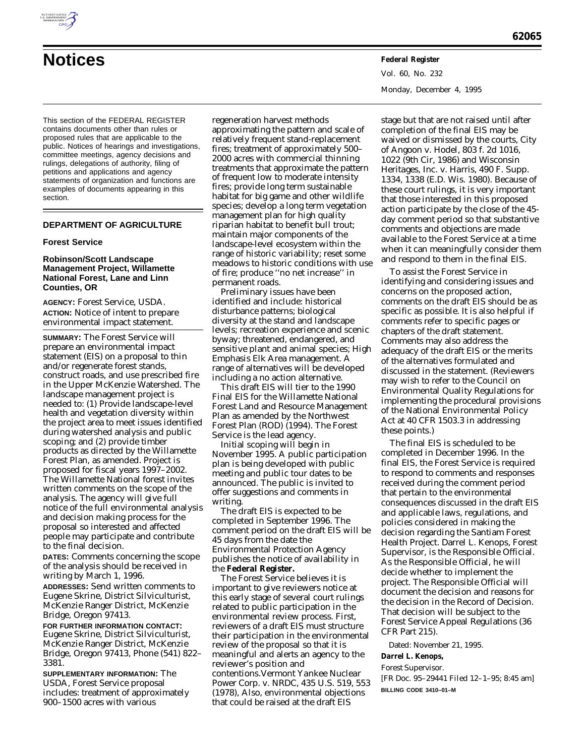# Notices

This section of the FEDERAL REGISTER contains documents other than rules or proposed rules that are applicable to the public. Notices of hearings and investigations, committee meetings, agency decisions and rulings, delegations of authority, filing of petitions and applications and agency statements of organization and functions are examples of documents appearing in this section.

## DEPARTMENT OF AGRICULTURE

### Forest Service

### Robinson/Scott Landscape Management Project, Willamette National Forest, Lane and Linn Counties, OR

**AGENCY:** Forest Service, USDA.

**ACTION:** Notice of intent to prepare environmental impact statement.

**SUMMARY:** The Forest Service will prepare an environmental impact statement (EIS) on a proposal to thin and/or regenerate forest stands, construct roads, and use prescribed fire in the Upper McKenzie Watershed. The landscape management project is needed to: (1) Provide landscape-level health and vegetation diversity within the project area to meet issues identified during watershed analysis and public scoping; and (2) provide timber products as directed by the Willamette Forest Plan, as amended. Project is proposed for fiscal years 1997–2002. The Willamette National forest invites written comments on the scope of the analysis. The agency will give full notice of the full environmental analysis and decision making process for the proposal so interested and affected people may participate and contribute to the final decision.

**DATES:** Comments concerning the scope of the analysis should be received in writing by March 1, 1996.

**ADDRESSES:** Send written comments to Eugene Skrine, District Silviculturist, McKenzie Ranger District, McKenzie Bridge, Oregon 97413.

**FOR FURTHER INFORMATION CONTACT:** Eugene Skrine, District Silviculturist, McKenzie Ranger District, McKenzie Bridge, Oregon 97413, Phone (541) 822–3381.

**SUPPLEMENTARY INFORMATION:** The USDA, Forest Service proposal includes: treatment of approximately 900–1500 acres with various regeneration harvest methods approximating the pattern and scale of relatively frequent stand-replacement fires; treatment of approximately 500–2000 acres with commercial thinning treatments that approximate the pattern of frequent low to moderate intensity fires; provide long term sustainable habitat for big game and other wildlife species; develop a long term vegetation management plan for high quality riparian habitat to benefit bull trout; maintain major components of the landscape-level ecosystem within the range of historic variability; reset some meadows to historic conditions with use of fire; produce ''no net increase'' in permanent roads.

Preliminary issues have been identified and include: historical disturbance patterns; biological diversity at the stand and landscape levels; recreation experience and scenic byway; threatened, endangered, and sensitive plant and animal species; High Emphasis Elk Area management. A range of alternatives will be developed including a no action alternative.

This draft EIS will tier to the 1990 Final EIS for the Willamette National Forest Land and Resource Management Plan as amended by the Northwest Forest Plan (ROD) (1994). The Forest Service is the lead agency.

Initial scoping will begin in November 1995. A public participation plan is being developed with public meeting and public tour dates to be announced. The public is invited to offer suggestions and comments in writing.

The draft EIS is expected to be completed in September 1996. The comment period on the draft EIS will be 45 days from the date the Environmental Protection Agency publishes the notice of availability in the **Federal Register.**

The Forest Service believes it is important to give reviewers notice at this early stage of several court rulings related to public participation in the environmental review process. First, reviewers of a draft EIS must structure their participation in the environmental review of the proposal so that it is meaningful and alerts an agency to the reviewer's position and contentions.Vermont Yankee Nuclear Power Corp. v. NRDC, 435 U.S. 519, 553 (1978), Also, environmental objections that could be raised at the draft EIS stage but that are not raised until after completion of the final EIS may be waived or dismissed by the courts, City of Angoon v. Hodel, 803 f. 2d 1016, 1022 (9th Cir, 1986) and Wisconsin Heritages, Inc. v. Harris, 490 F. Supp. 1334, 1338 (E.D. Wis. 1980). Because of these court rulings, it is very important that those interested in this proposed action participate by the close of the 45-day comment period so that substantive comments and objections are made available to the Forest Service at a time when it can meaningfully consider them and respond to them in the final EIS.

To assist the Forest Service in identifying and considering issues and concerns on the proposed action, comments on the draft EIS should be as specific as possible. It is also helpful if comments refer to specific pages or chapters of the draft statement. Comments may also address the adequacy of the draft EIS or the merits of the alternatives formulated and discussed in the statement. (Reviewers may wish to refer to the Council on Environmental Quality Regulations for implementing the procedural provisions of the National Environmental Policy Act at 40 CFR 1503.3 in addressing these points.)

The final EIS is scheduled to be completed in December 1996. In the final EIS, the Forest Service is required to respond to comments and responses received during the comment period that pertain to the environmental consequences discussed in the draft EIS and applicable laws, regulations, and policies considered in making the decision regarding the Santiam Forest Health Project. Darrel L. Kenops, Forest Supervisor, is the Responsible Official. As the Responsible Official, he will decide whether to implement the project. The Responsible Official will document the decision and reasons for the decision in the Record of Decision. That decision will be subject to the Forest Service Appeal Regulations (36 CFR Part 215).

Dated: November 21, 1995.

**Darrel L. Kenops,**

*Forest Supervisor.*

[FR Doc. 95–29441 Filed 12–1–95; 8:45 am]

**BILLING CODE 3410–01–M**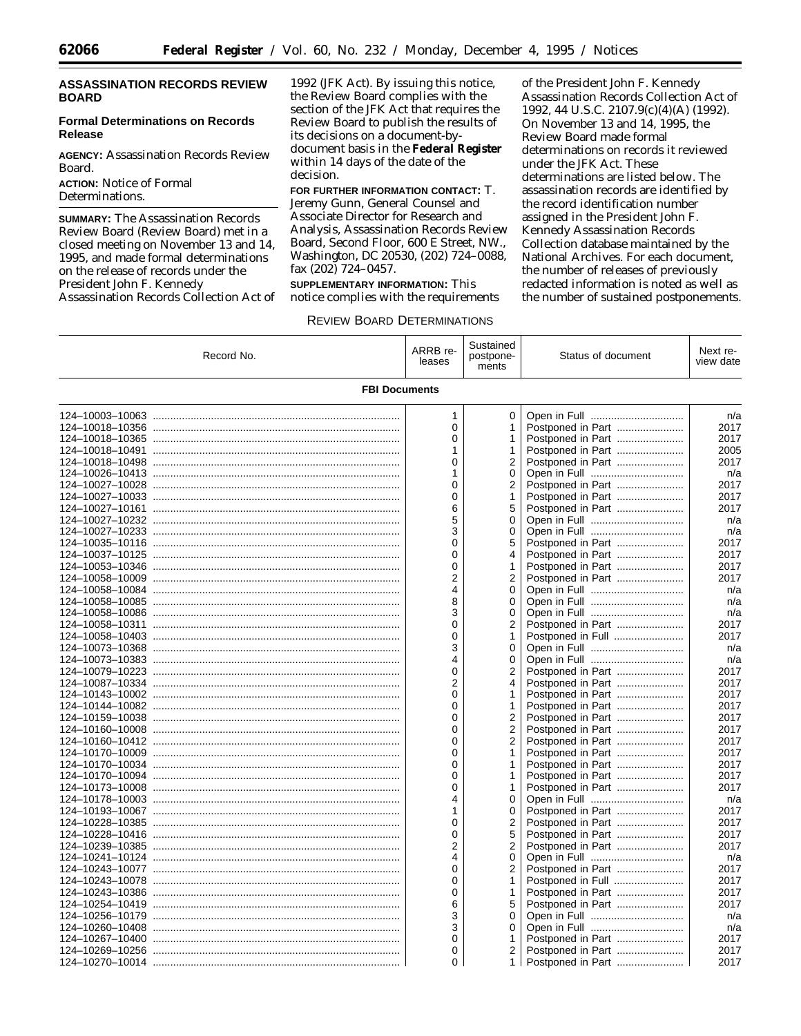## ASSASSINATION RECORDS REVIEW BOARD

### Formal Determinations on Records Release

**AGENCY:** Assassination Records Review Board.

**ACTION:** Notice of Formal Determinations.

**SUMMARY:** The Assassination Records Review Board (Review Board) met in a closed meeting on November 13 and 14, 1995, and made formal determinations on the release of records under the President John F. Kennedy Assassination Records Collection Act of 1992 (JFK Act). By issuing this notice, the Review Board complies with the section of the JFK Act that requires the Review Board to publish the results of its decisions on a document-by-document basis in the **Federal Register** within 14 days of the date of the decision.

**FOR FURTHER INFORMATION CONTACT:** T. Jeremy Gunn, General Counsel and Associate Director for Research and Analysis, Assassination Records Review Board, Second Floor, 600 E Street, NW., Washington, DC 20530, (202) 724–0088, fax (202) 724–0457.

**SUPPLEMENTARY INFORMATION:** This notice complies with the requirements of the President John F. Kennedy Assassination Records Collection Act of 1992, 44 U.S.C. 2107.9(c)(4)(A) (1992). On November 13 and 14, 1995, the Review Board made formal determinations on records it reviewed under the JFK Act. These determinations are listed below. The assassination records are identified by the record identification number assigned in the President John F. Kennedy Assassination Records Collection database maintained by the National Archives. For each document, the number of releases of previously redacted information is noted as well as the number of sustained postponements.

REVIEW BOARD DETERMINATIONS

| Record No. | ARRB releases | Sustained postponements | Status of document | Next review date |
|---|---|---|---|---|
| **FBI Documents** | | | | |
| 124–10003–10063 | 1 | 0 | Open in Full | n/a |
| 124–10018–10356 | 0 | 1 | Postponed in Part | 2017 |
| 124–10018–10365 | 0 | 1 | Postponed in Part | 2017 |
| 124–10018–10491 | 1 | 1 | Postponed in Part | 2005 |
| 124–10018–10498 | 0 | 2 | Postponed in Part | 2017 |
| 124–10026–10413 | 1 | 0 | Open in Full | n/a |
| 124–10027–10028 | 0 | 2 | Postponed in Part | 2017 |
| 124–10027–10033 | 0 | 1 | Postponed in Part | 2017 |
| 124–10027–10161 | 6 | 5 | Postponed in Part | 2017 |
| 124–10027–10232 | 5 | 0 | Open in Full | n/a |
| 124–10027–10233 | 3 | 0 | Open in Full | n/a |
| 124–10035–10116 | 0 | 5 | Postponed in Part | 2017 |
| 124–10037–10125 | 0 | 4 | Postponed in Part | 2017 |
| 124–10053–10346 | 0 | 1 | Postponed in Part | 2017 |
| 124–10058–10009 | 2 | 2 | Postponed in Part | 2017 |
| 124–10058–10084 | 4 | 0 | Open in Full | n/a |
| 124–10058–10085 | 8 | 0 | Open in Full | n/a |
| 124–10058–10086 | 3 | 0 | Open in Full | n/a |
| 124–10058–10311 | 0 | 2 | Postponed in Part | 2017 |
| 124–10058–10403 | 0 | 1 | Postponed in Full | 2017 |
| 124–10073–10368 | 3 | 0 | Open in Full | n/a |
| 124–10073–10383 | 4 | 0 | Open in Full | n/a |
| 124–10079–10223 | 0 | 2 | Postponed in Part | 2017 |
| 124–10087–10334 | 2 | 4 | Postponed in Part | 2017 |
| 124–10143–10002 | 0 | 1 | Postponed in Part | 2017 |
| 124–10144–10082 | 0 | 1 | Postponed in Part | 2017 |
| 124–10159–10038 | 0 | 2 | Postponed in Part | 2017 |
| 124–10160–10008 | 0 | 2 | Postponed in Part | 2017 |
| 124–10160–10412 | 0 | 2 | Postponed in Part | 2017 |
| 124–10170–10009 | 0 | 1 | Postponed in Part | 2017 |
| 124–10170–10034 | 0 | 1 | Postponed in Part | 2017 |
| 124–10170–10094 | 0 | 1 | Postponed in Part | 2017 |
| 124–10173–10008 | 0 | 1 | Postponed in Part | 2017 |
| 124–10178–10003 | 4 | 0 | Open in Full | n/a |
| 124–10193–10067 | 1 | 0 | Postponed in Part | 2017 |
| 124–10228–10385 | 0 | 2 | Postponed in Part | 2017 |
| 124–10228–10416 | 0 | 5 | Postponed in Part | 2017 |
| 124–10239–10385 | 2 | 2 | Postponed in Part | 2017 |
| 124–10241–10124 | 4 | 0 | Open in Full | n/a |
| 124–10243–10077 | 0 | 2 | Postponed in Part | 2017 |
| 124–10243–10078 | 0 | 1 | Postponed in Full | 2017 |
| 124–10243–10386 | 0 | 1 | Postponed in Part | 2017 |
| 124–10254–10419 | 6 | 5 | Postponed in Part | 2017 |
| 124–10256–10179 | 3 | 0 | Open in Full | n/a |
| 124–10260–10408 | 3 | 0 | Open in Full | n/a |
| 124–10267–10400 | 0 | 1 | Postponed in Part | 2017 |
| 124–10269–10256 | 0 | 2 | Postponed in Part | 2017 |
| 124–10270–10014 | 0 | 1 | Postponed in Part | 2017 |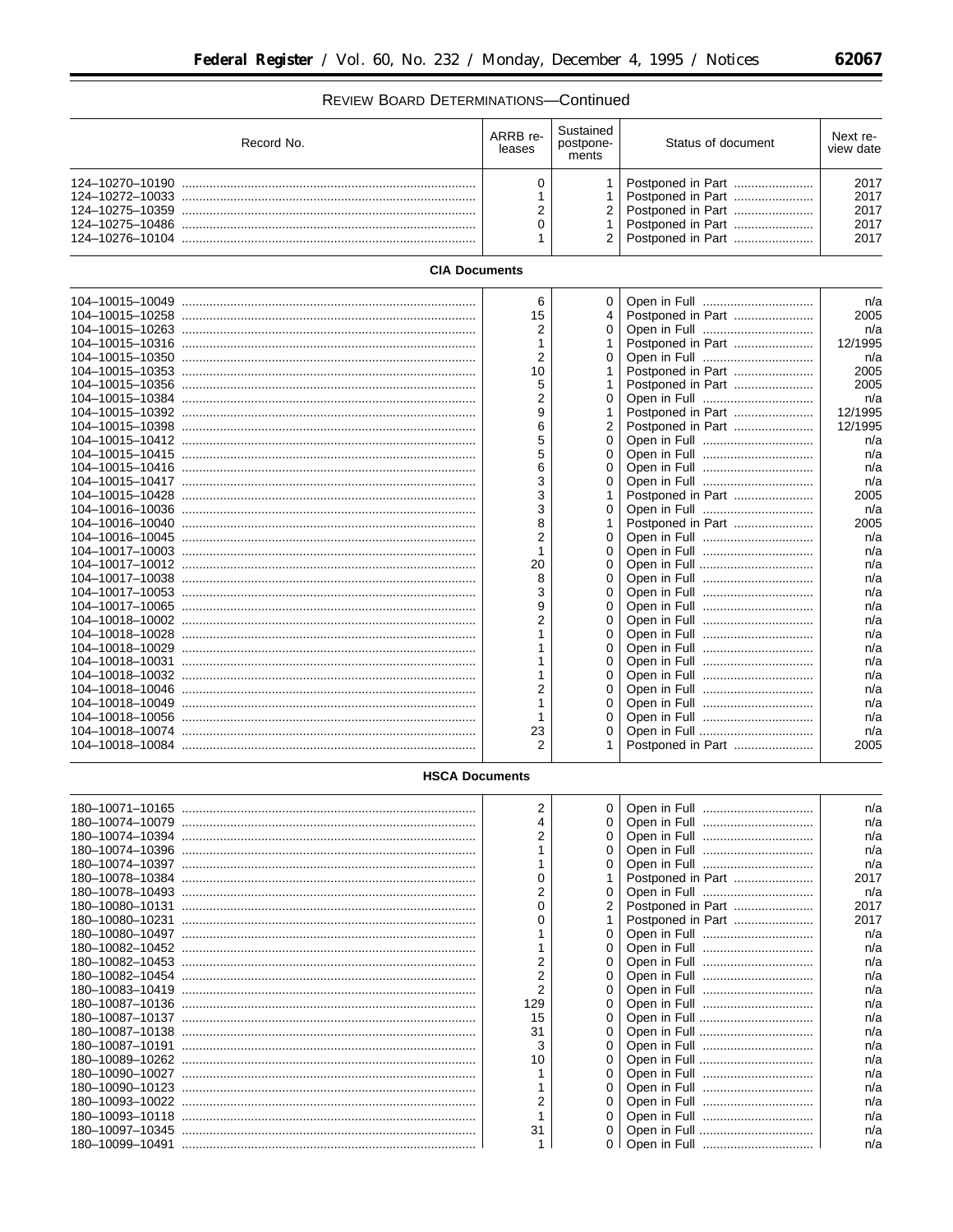REVIEW BOARD DETERMINATIONS—Continued

| Record No. | ARRB releases | Sustained postponements | Status of document | Next review date |
|---|---|---|---|---|
| 124–10270–10190 | 0 | 1 | Postponed in Part | 2017 |
| 124–10272–10033 | 1 | 1 | Postponed in Part | 2017 |
| 124–10275–10359 | 2 | 2 | Postponed in Part | 2017 |
| 124–10275–10486 | 0 | 1 | Postponed in Part | 2017 |
| 124–10276–10104 | 1 | 2 | Postponed in Part | 2017 |
| **CIA Documents** | | | | |
| 104–10015–10049 | 6 | 0 | Open in Full | n/a |
| 104–10015–10258 | 15 | 4 | Postponed in Part | 2005 |
| 104–10015–10263 | 2 | 0 | Open in Full | n/a |
| 104–10015–10316 | 1 | 1 | Postponed in Part | 12/1995 |
| 104–10015–10350 | 2 | 0 | Open in Full | n/a |
| 104–10015–10353 | 10 | 1 | Postponed in Part | 2005 |
| 104–10015–10356 | 5 | 1 | Postponed in Part | 2005 |
| 104–10015–10384 | 2 | 0 | Open in Full | n/a |
| 104–10015–10392 | 9 | 1 | Postponed in Part | 12/1995 |
| 104–10015–10398 | 6 | 2 | Postponed in Part | 12/1995 |
| 104–10015–10412 | 5 | 0 | Open in Full | n/a |
| 104–10015–10415 | 5 | 0 | Open in Full | n/a |
| 104–10015–10416 | 6 | 0 | Open in Full | n/a |
| 104–10015–10417 | 3 | 0 | Open in Full | n/a |
| 104–10015–10428 | 3 | 1 | Postponed in Part | 2005 |
| 104–10016–10036 | 3 | 0 | Open in Full | n/a |
| 104–10016–10040 | 8 | 1 | Postponed in Part | 2005 |
| 104–10016–10045 | 2 | 0 | Open in Full | n/a |
| 104–10017–10003 | 1 | 0 | Open in Full | n/a |
| 104–10017–10012 | 20 | 0 | Open in Full | n/a |
| 104–10017–10038 | 8 | 0 | Open in Full | n/a |
| 104–10017–10053 | 3 | 0 | Open in Full | n/a |
| 104–10017–10065 | 9 | 0 | Open in Full | n/a |
| 104–10018–10002 | 2 | 0 | Open in Full | n/a |
| 104–10018–10028 | 1 | 0 | Open in Full | n/a |
| 104–10018–10029 | 1 | 0 | Open in Full | n/a |
| 104–10018–10031 | 1 | 0 | Open in Full | n/a |
| 104–10018–10032 | 1 | 0 | Open in Full | n/a |
| 104–10018–10046 | 2 | 0 | Open in Full | n/a |
| 104–10018–10049 | 1 | 0 | Open in Full | n/a |
| 104–10018–10056 | 1 | 0 | Open in Full | n/a |
| 104–10018–10074 | 23 | 0 | Open in Full | n/a |
| 104–10018–10084 | 2 | 1 | Postponed in Part | 2005 |
| **HSCA Documents** | | | | |
| 180–10071–10165 | 2 | 0 | Open in Full | n/a |
| 180–10074–10079 | 4 | 0 | Open in Full | n/a |
| 180–10074–10394 | 2 | 0 | Open in Full | n/a |
| 180–10074–10396 | 1 | 0 | Open in Full | n/a |
| 180–10074–10397 | 1 | 0 | Open in Full | n/a |
| 180–10078–10384 | 0 | 1 | Postponed in Part | 2017 |
| 180–10078–10493 | 2 | 0 | Open in Full | n/a |
| 180–10080–10131 | 0 | 2 | Postponed in Part | 2017 |
| 180–10080–10231 | 0 | 1 | Postponed in Part | 2017 |
| 180–10080–10497 | 1 | 0 | Open in Full | n/a |
| 180–10082–10452 | 1 | 0 | Open in Full | n/a |
| 180–10082–10453 | 2 | 0 | Open in Full | n/a |
| 180–10082–10454 | 2 | 0 | Open in Full | n/a |
| 180–10083–10419 | 2 | 0 | Open in Full | n/a |
| 180–10087–10136 | 129 | 0 | Open in Full | n/a |
| 180–10087–10137 | 15 | 0 | Open in Full | n/a |
| 180–10087–10138 | 31 | 0 | Open in Full | n/a |
| 180–10087–10191 | 3 | 0 | Open in Full | n/a |
| 180–10089–10262 | 10 | 0 | Open in Full | n/a |
| 180–10090–10027 | 1 | 0 | Open in Full | n/a |
| 180–10090–10123 | 1 | 0 | Open in Full | n/a |
| 180–10093–10022 | 2 | 0 | Open in Full | n/a |
| 180–10093–10118 | 1 | 0 | Open in Full | n/a |
| 180–10097–10345 | 31 | 0 | Open in Full | n/a |
| 180–10099–10491 | 1 | 0 | Open in Full | n/a |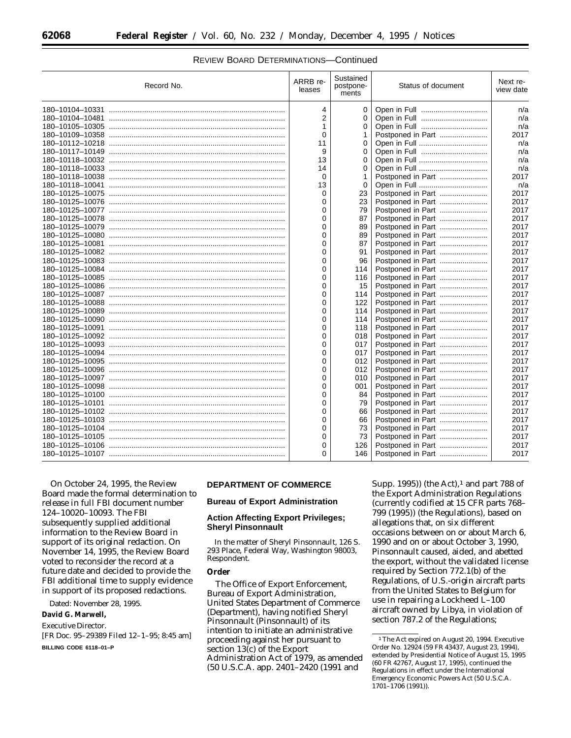REVIEW BOARD DETERMINATIONS—Continued

| Record No. | ARRB releases | Sustained postponements | Status of document | Next review date |
|---|---|---|---|---|
| 180–10104–10331 | 4 | 0 | Open in Full | n/a |
| 180–10104–10481 | 2 | 0 | Open in Full | n/a |
| 180–10105–10305 | 1 | 0 | Open in Full | n/a |
| 180–10109–10358 | 0 | 1 | Postponed in Part | 2017 |
| 180–10112–10218 | 11 | 0 | Open in Full | n/a |
| 180–10117–10149 | 9 | 0 | Open in Full | n/a |
| 180–10118–10032 | 13 | 0 | Open in Full | n/a |
| 180–10118–10033 | 14 | 0 | Open in Full | n/a |
| 180–10118–10038 | 0 | 1 | Postponed in Part | 2017 |
| 180–10118–10041 | 13 | 0 | Open in Full | n/a |
| 180–10125–10075 | 0 | 23 | Postponed in Part | 2017 |
| 180–10125–10076 | 0 | 23 | Postponed in Part | 2017 |
| 180–10125–10077 | 0 | 79 | Postponed in Part | 2017 |
| 180–10125–10078 | 0 | 87 | Postponed in Part | 2017 |
| 180–10125–10079 | 0 | 89 | Postponed in Part | 2017 |
| 180–10125–10080 | 0 | 89 | Postponed in Part | 2017 |
| 180–10125–10081 | 0 | 87 | Postponed in Part | 2017 |
| 180–10125–10082 | 0 | 91 | Postponed in Part | 2017 |
| 180–10125–10083 | 0 | 96 | Postponed in Part | 2017 |
| 180–10125–10084 | 0 | 114 | Postponed in Part | 2017 |
| 180–10125–10085 | 0 | 116 | Postponed in Part | 2017 |
| 180–10125–10086 | 0 | 15 | Postponed in Part | 2017 |
| 180–10125–10087 | 0 | 114 | Postponed in Part | 2017 |
| 180–10125–10088 | 0 | 122 | Postponed in Part | 2017 |
| 180–10125–10089 | 0 | 114 | Postponed in Part | 2017 |
| 180–10125–10090 | 0 | 114 | Postponed in Part | 2017 |
| 180–10125–10091 | 0 | 118 | Postponed in Part | 2017 |
| 180–10125–10092 | 0 | 018 | Postponed in Part | 2017 |
| 180–10125–10093 | 0 | 017 | Postponed in Part | 2017 |
| 180–10125–10094 | 0 | 017 | Postponed in Part | 2017 |
| 180–10125–10095 | 0 | 012 | Postponed in Part | 2017 |
| 180–10125–10096 | 0 | 012 | Postponed in Part | 2017 |
| 180–10125–10097 | 0 | 010 | Postponed in Part | 2017 |
| 180–10125–10098 | 0 | 001 | Postponed in Part | 2017 |
| 180–10125–10100 | 0 | 84 | Postponed in Part | 2017 |
| 180–10125–10101 | 0 | 79 | Postponed in Part | 2017 |
| 180–10125–10102 | 0 | 66 | Postponed in Part | 2017 |
| 180–10125–10103 | 0 | 66 | Postponed in Part | 2017 |
| 180–10125–10104 | 0 | 73 | Postponed in Part | 2017 |
| 180–10125–10105 | 0 | 73 | Postponed in Part | 2017 |
| 180–10125–10106 | 0 | 126 | Postponed in Part | 2017 |
| 180–10125–10107 | 0 | 146 | Postponed in Part | 2017 |

On October 24, 1995, the Review Board made the formal determination to release in full FBI document number 124–10020–10093. The FBI subsequently supplied additional information to the Review Board in support of its original redaction. On November 14, 1995, the Review Board voted to reconsider the record at a future date and decided to provide the FBI additional time to supply evidence in support of its proposed redactions.

Dated: November 28, 1995.

**David G. Marwell,**

*Executive Director.*

[FR Doc. 95–29389 Filed 12–1–95; 8:45 am]

**BILLING CODE 6118–01–P**

## DEPARTMENT OF COMMERCE

### Bureau of Export Administration

### Action Affecting Export Privileges; Sheryl Pinsonnault

In the matter of Sheryl Pinsonnault, 126 S. 293 Place, Federal Way, Washington 98003, Respondent.

### Order

The Office of Export Enforcement, Bureau of Export Administration, United States Department of Commerce (Department), having notified Sheryl Pinsonnault (Pinsonnault) of its intention to initiate an administrative proceeding against her pursuant to section 13(c) of the Export Administration Act of 1979, as amended (50 U.S.C.A. app. 2401–2420 (1991 and Supp. 1995)) (the Act),[1] and part 788 of the Export Administration Regulations (currently codified at 15 CFR parts 768–799 (1995)) (the Regulations), based on allegations that, on six different occasions between on or about March 6, 1990 and on or about October 3, 1990, Pinsonnault caused, aided, and abetted the export, without the validated license required by Section 772.1(b) of the Regulations, of U.S.-origin aircraft parts from the United States to Belgium for use in repairing a Lockheed L–100 aircraft owned by Libya, in violation of section 787.2 of the Regulations;

[1] The Act expired on August 20, 1994. Executive Order No. 12924 (59 FR 43437, August 23, 1994), extended by Presidential Notice of August 15, 1995 (60 FR 42767, August 17, 1995), continued the Regulations in effect under the International Emergency Economic Powers Act (50 U.S.C.A. 1701–1706 (1991)).